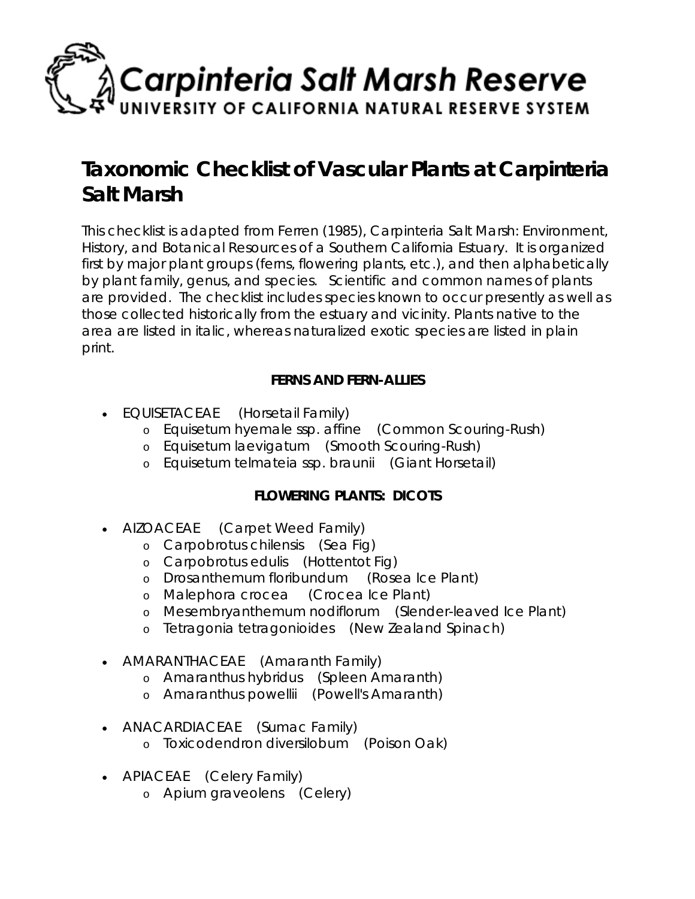# Carpinteria Salt Marsh Reserve

UNIVERSITY OF CALIFORNIA NATURAL RESERVE SYSTEM

## Taxonomic Checklist of Vascular Plants at Carpinteria Salt Marsh

This checklist is adapted from Ferren (1985), Carpinteria Salt Marsh: Environment, History, and Botanical Resources of a Southern California Estuary. It is organized first by major plant groups (ferns, flowering plants, etc.), and then alphabetically by plant family, genus, and species. Scientific and common names of plants are provided. The checklist includes species known to occur presently as well as those collected historically from the estuary and vicinity. Plants native to the area are listed in italic, whereas naturalized exotic species are listed in plain print.

### FERNS AND FERN-ALLIES

- EQUISETACEAE (Horsetail Family)
  - *Equisetum hyemale ssp. affine (Common Scouring-Rush)*
  - *Equisetum laevigatum (Smooth Scouring-Rush)*
  - *Equisetum telmateia ssp. braunii (Giant Horsetail)*

### FLOWERING PLANTS: DICOTS

- AIZOACEAE (Carpet Weed Family)
  - Carpobrotus chilensis (Sea Fig)
  - Carpobrotus edulis (Hottentot Fig)
  - Drosanthemum floribundum (Rosea Ice Plant)
  - Malephora crocea (Crocea Ice Plant)
  - Mesembryanthemum nodiflorum (Slender-leaved Ice Plant)
  - Tetragonia tetragonioides (New Zealand Spinach)

- AMARANTHACEAE (Amaranth Family)
  - Amaranthus hybridus (Spleen Amaranth)
  - Amaranthus powellii (Powell's Amaranth)

- ANACARDIACEAE (Sumac Family)
  - *Toxicodendron diversilobum (Poison Oak)*

- APIACEAE (Celery Family)
  - Apium graveolens (Celery)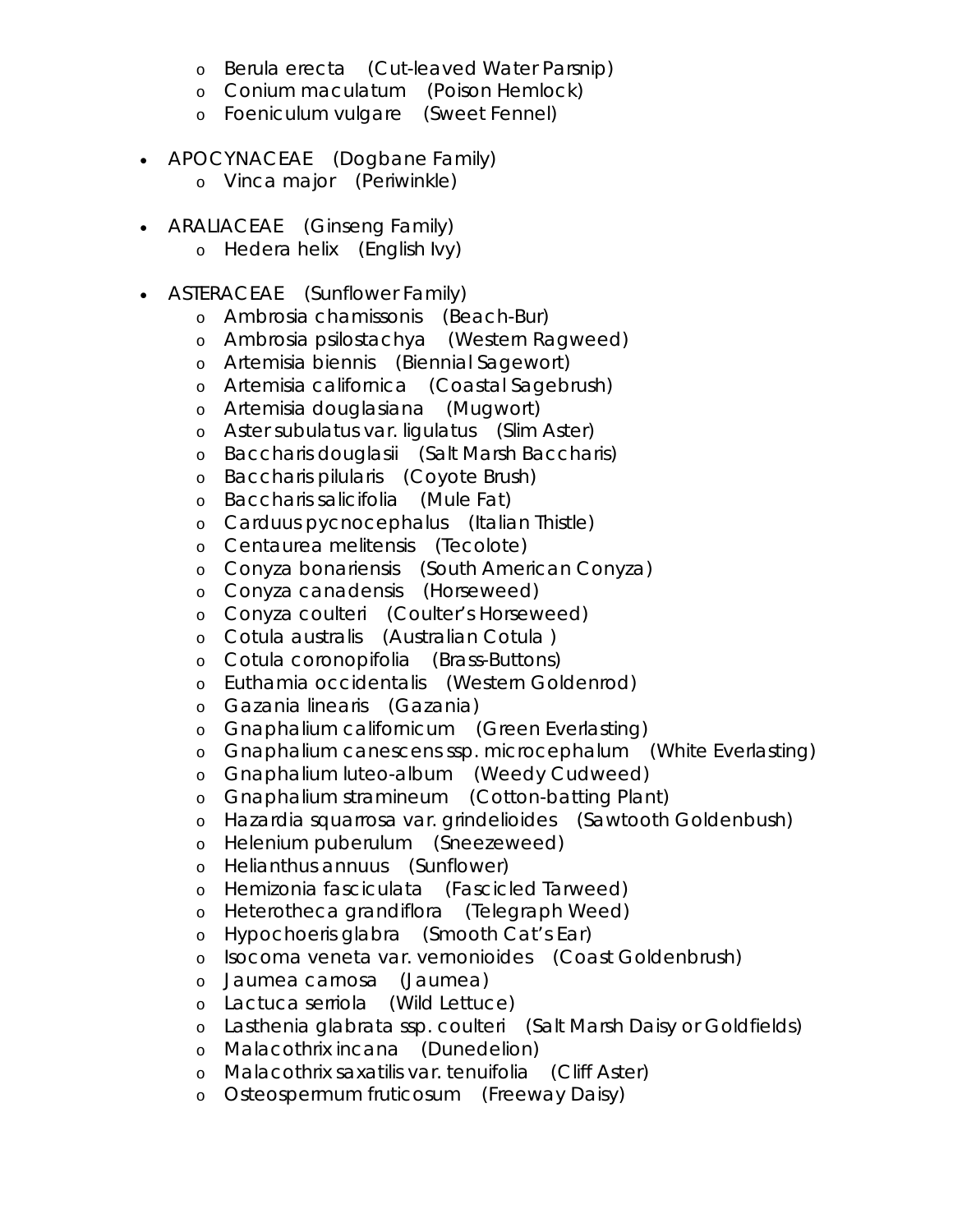- Berula erecta (Cut-leaved Water Parsnip)
- Conium maculatum (Poison Hemlock)
- Foeniculum vulgare (Sweet Fennel)

- APOCYNACEAE (Dogbane Family)
  - Vinca major (Periwinkle)

- ARALIACEAE (Ginseng Family)
  - Hedera helix (English Ivy)

- ASTERACEAE (Sunflower Family)
  - Ambrosia chamissonis (Beach-Bur)
  - Ambrosia psilostachya (Western Ragweed)
  - Artemisia biennis (Biennial Sagewort)
  - Artemisia californica (Coastal Sagebrush)
  - Artemisia douglasiana (Mugwort)
  - Aster subulatus var. ligulatus (Slim Aster)
  - Baccharis douglasii (Salt Marsh Baccharis)
  - Baccharis pilularis (Coyote Brush)
  - Baccharis salicifolia (Mule Fat)
  - Carduus pycnocephalus (Italian Thistle)
  - Centaurea melitensis (Tecolote)
  - Conyza bonariensis (South American Conyza)
  - Conyza canadensis (Horseweed)
  - Conyza coulteri (Coulter's Horseweed)
  - Cotula australis (Australian Cotula )
  - Cotula coronopifolia (Brass-Buttons)
  - Euthamia occidentalis (Western Goldenrod)
  - Gazania linearis (Gazania)
  - Gnaphalium californicum (Green Everlasting)
  - Gnaphalium canescens ssp. microcephalum (White Everlasting)
  - Gnaphalium luteo-album (Weedy Cudweed)
  - Gnaphalium stramineum (Cotton-batting Plant)
  - Hazardia squarrosa var. grindelioides (Sawtooth Goldenbush)
  - Helenium puberulum (Sneezeweed)
  - Helianthus annuus (Sunflower)
  - Hemizonia fasciculata (Fascicled Tarweed)
  - Heterotheca grandiflora (Telegraph Weed)
  - Hypochoeris glabra (Smooth Cat's Ear)
  - Isocoma veneta var. vernonioides (Coast Goldenbrush)
  - Jaumea carnosa (Jaumea)
  - Lactuca serriola (Wild Lettuce)
  - Lasthenia glabrata ssp. coulteri (Salt Marsh Daisy or Goldfields)
  - Malacothrix incana (Dunedelion)
  - Malacothrix saxatilis var. tenuifolia (Cliff Aster)
  - Osteospermum fruticosum (Freeway Daisy)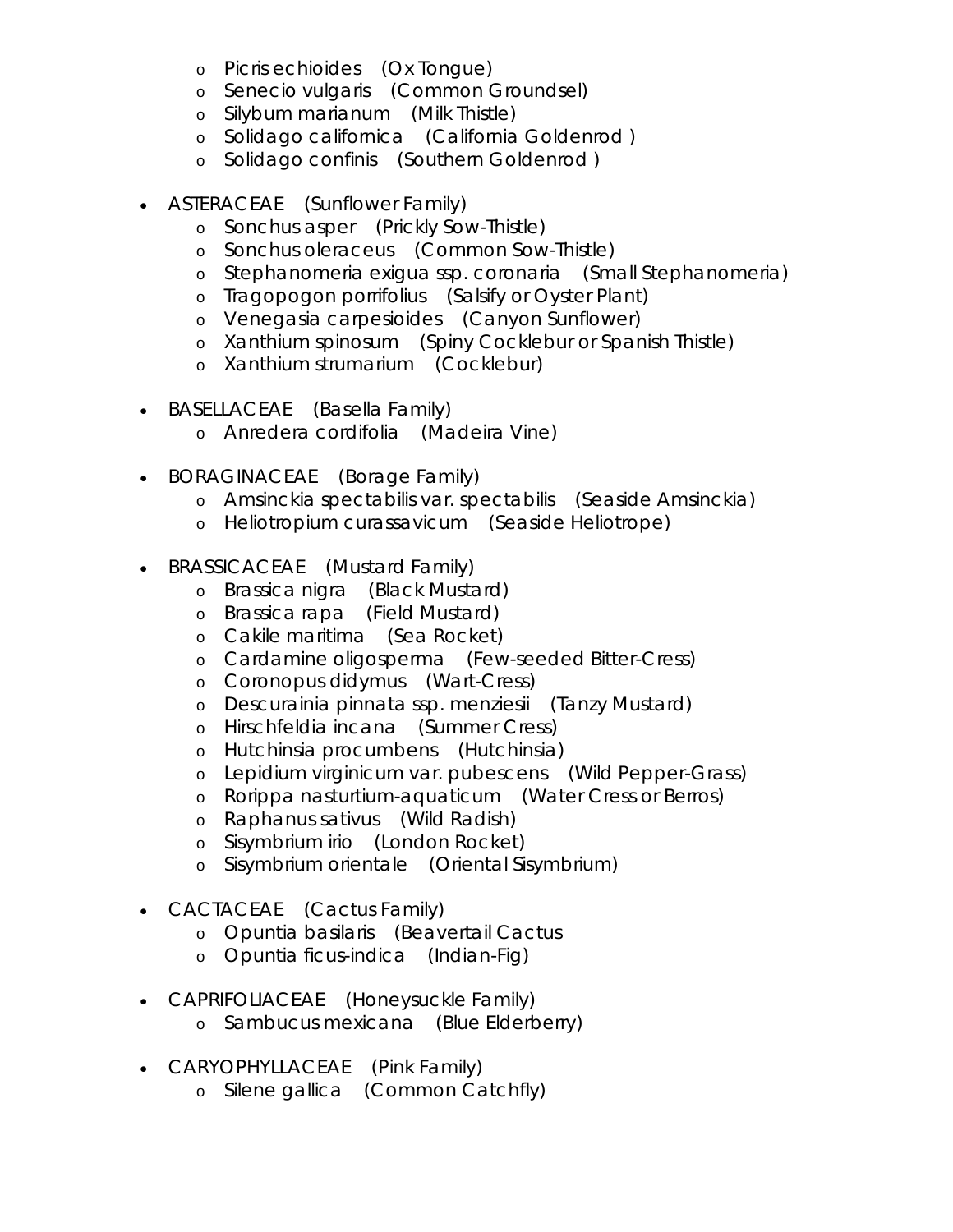- Picris echioides (Ox Tongue)
  - Senecio vulgaris (Common Groundsel)
  - Silybum marianum (Milk Thistle)
  - Solidago californica (California Goldenrod )
  - Solidago confinis (Southern Goldenrod )

- ASTERACEAE (Sunflower Family)
  - Sonchus asper (Prickly Sow-Thistle)
  - Sonchus oleraceus (Common Sow-Thistle)
  - Stephanomeria exigua ssp. coronaria (Small Stephanomeria)
  - Tragopogon porrifolius (Salsify or Oyster Plant)
  - Venegasia carpesioides (Canyon Sunflower)
  - Xanthium spinosum (Spiny Cocklebur or Spanish Thistle)
  - Xanthium strumarium (Cocklebur)

- BASELLACEAE (Basella Family)
  - Anredera cordifolia (Madeira Vine)

- BORAGINACEAE (Borage Family)
  - Amsinckia spectabilis var. spectabilis (Seaside Amsinckia)
  - Heliotropium curassavicum (Seaside Heliotrope)

- BRASSICACEAE (Mustard Family)
  - Brassica nigra (Black Mustard)
  - Brassica rapa (Field Mustard)
  - Cakile maritima (Sea Rocket)
  - Cardamine oligosperma (Few-seeded Bitter-Cress)
  - Coronopus didymus (Wart-Cress)
  - Descurainia pinnata ssp. menziesii (Tanzy Mustard)
  - Hirschfeldia incana (Summer Cress)
  - Hutchinsia procumbens (Hutchinsia)
  - Lepidium virginicum var. pubescens (Wild Pepper-Grass)
  - Rorippa nasturtium-aquaticum (Water Cress or Berros)
  - Raphanus sativus (Wild Radish)
  - Sisymbrium irio (London Rocket)
  - Sisymbrium orientale (Oriental Sisymbrium)

- CACTACEAE (Cactus Family)
  - Opuntia basilaris (Beavertail Cactus
  - Opuntia ficus-indica (Indian-Fig)

- CAPRIFOLIACEAE (Honeysuckle Family)
  - Sambucus mexicana (Blue Elderberry)

- CARYOPHYLLACEAE (Pink Family)
  - Silene gallica (Common Catchfly)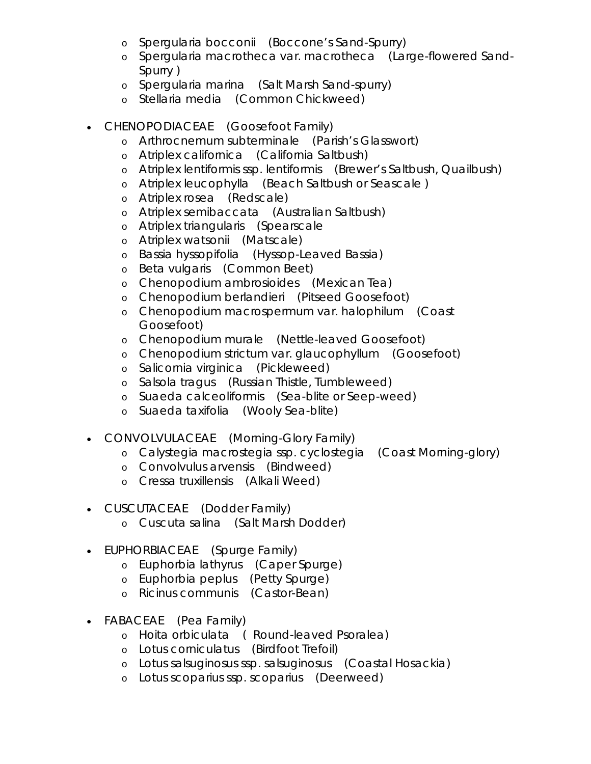- Spergularia bocconii (Boccone's Sand-Spurry)
- Spergularia macrotheca var. macrotheca (Large-flowered Sand-Spurry )
- Spergularia marina (Salt Marsh Sand-spurry)
- Stellaria media (Common Chickweed)

- CHENOPODIACEAE (Goosefoot Family)
  - Arthrocnemum subterminale (Parish's Glasswort)
  - Atriplex californica (California Saltbush)
  - Atriplex lentiformis ssp. lentiformis (Brewer's Saltbush, Quailbush)
  - Atriplex leucophylla (Beach Saltbush or Seascale )
  - Atriplex rosea (Redscale)
  - Atriplex semibaccata (Australian Saltbush)
  - Atriplex triangularis (Spearscale
  - Atriplex watsonii (Matscale)
  - Bassia hyssopifolia (Hyssop-Leaved Bassia)
  - Beta vulgaris (Common Beet)
  - Chenopodium ambrosioides (Mexican Tea)
  - Chenopodium berlandieri (Pitseed Goosefoot)
  - Chenopodium macrospermum var. halophilum (Coast Goosefoot)
  - Chenopodium murale (Nettle-leaved Goosefoot)
  - Chenopodium strictum var. glaucophyllum (Goosefoot)
  - Salicornia virginica (Pickleweed)
  - Salsola tragus (Russian Thistle, Tumbleweed)
  - Suaeda calceoliformis (Sea-blite or Seep-weed)
  - Suaeda taxifolia (Wooly Sea-blite)

- CONVOLVULACEAE (Morning-Glory Family)
  - Calystegia macrostegia ssp. cyclostegia (Coast Morning-glory)
  - Convolvulus arvensis (Bindweed)
  - Cressa truxillensis (Alkali Weed)

- CUSCUTACEAE (Dodder Family)
  - Cuscuta salina (Salt Marsh Dodder)

- EUPHORBIACEAE (Spurge Family)
  - Euphorbia lathyrus (Caper Spurge)
  - Euphorbia peplus (Petty Spurge)
  - Ricinus communis (Castor-Bean)

- FABACEAE (Pea Family)
  - Hoita orbiculata ( Round-leaved Psoralea)
  - Lotus corniculatus (Birdfoot Trefoil)
  - Lotus salsuginosus ssp. salsuginosus (Coastal Hosackia)
  - Lotus scoparius ssp. scoparius (Deerweed)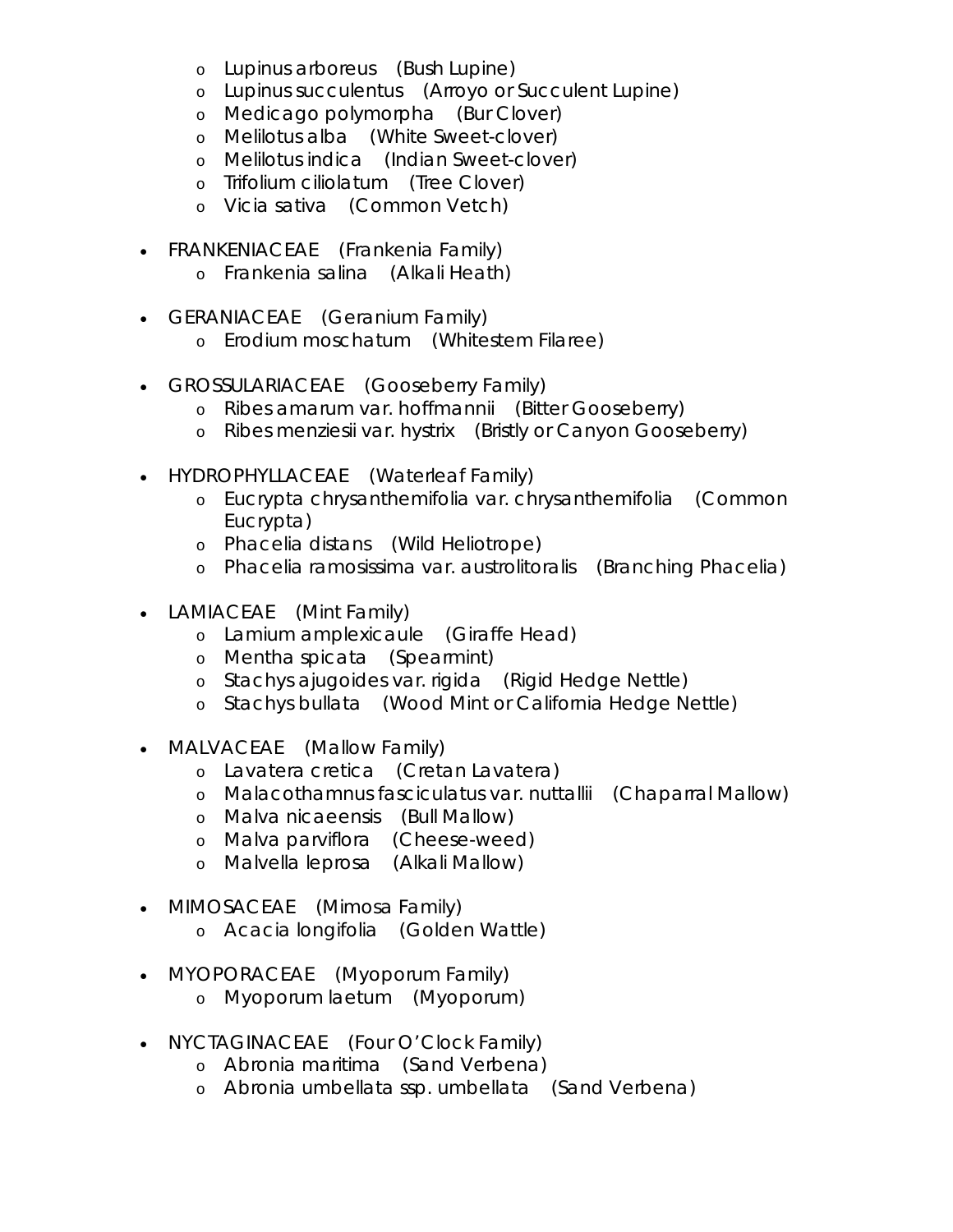- Lupinus arboreus (Bush Lupine)
   - Lupinus succulentus (Arroyo or Succulent Lupine)
   - Medicago polymorpha (Bur Clover)
   - Melilotus alba (White Sweet-clover)
   - Melilotus indica (Indian Sweet-clover)
   - Trifolium ciliolatum (Tree Clover)
   - Vicia sativa (Common Vetch)

- FRANKENIACEAE (Frankenia Family)
   - Frankenia salina (Alkali Heath)

- GERANIACEAE (Geranium Family)
   - Erodium moschatum (Whitestem Filaree)

- GROSSULARIACEAE (Gooseberry Family)
   - Ribes amarum var. hoffmannii (Bitter Gooseberry)
   - Ribes menziesii var. hystrix (Bristly or Canyon Gooseberry)

- HYDROPHYLLACEAE (Waterleaf Family)
   - Eucrypta chrysanthemifolia var. chrysanthemifolia (Common Eucrypta)
   - Phacelia distans (Wild Heliotrope)
   - Phacelia ramosissima var. austrolitoralis (Branching Phacelia)

- LAMIACEAE (Mint Family)
   - Lamium amplexicaule (Giraffe Head)
   - Mentha spicata (Spearmint)
   - Stachys ajugoides var. rigida (Rigid Hedge Nettle)
   - Stachys bullata (Wood Mint or California Hedge Nettle)

- MALVACEAE (Mallow Family)
   - Lavatera cretica (Cretan Lavatera)
   - Malacothamnus fasciculatus var. nuttallii (Chaparral Mallow)
   - Malva nicaeensis (Bull Mallow)
   - Malva parviflora (Cheese-weed)
   - Malvella leprosa (Alkali Mallow)

- MIMOSACEAE (Mimosa Family)
   - Acacia longifolia (Golden Wattle)

- MYOPORACEAE (Myoporum Family)
   - Myoporum laetum (Myoporum)

- NYCTAGINACEAE (Four O'Clock Family)
   - Abronia maritima (Sand Verbena)
   - Abronia umbellata ssp. umbellata (Sand Verbena)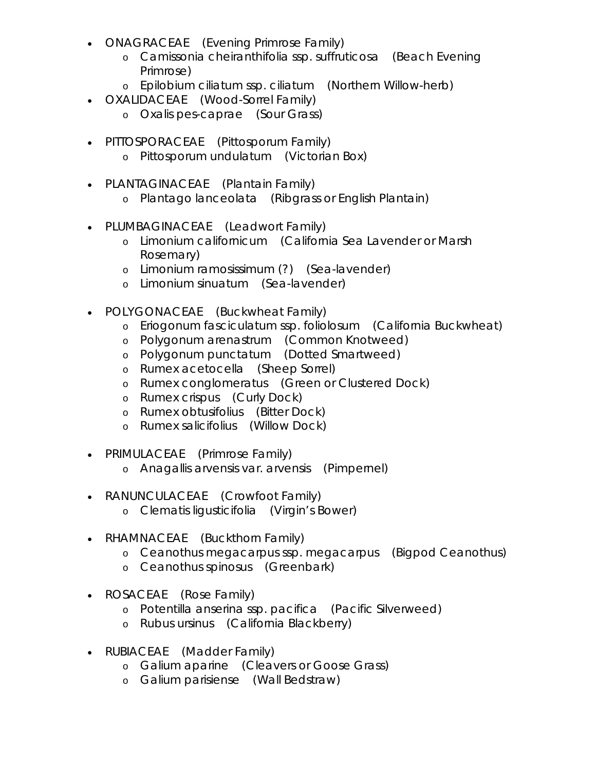- ONAGRACEAE (Evening Primrose Family)
    - Camissonia cheiranthifolia ssp. suffruticosa (Beach Evening Primrose)
    - Epilobium ciliatum ssp. ciliatum (Northern Willow-herb)
- OXALIDACEAE (Wood-Sorrel Family)
    - Oxalis pes-caprae (Sour Grass)
- PITTOSPORACEAE (Pittosporum Family)
    - Pittosporum undulatum (Victorian Box)
- PLANTAGINACEAE (Plantain Family)
    - Plantago lanceolata (Ribgrass or English Plantain)
- PLUMBAGINACEAE (Leadwort Family)
    - Limonium californicum (California Sea Lavender or Marsh Rosemary)
    - Limonium ramosissimum (?) (Sea-lavender)
    - Limonium sinuatum (Sea-lavender)
- POLYGONACEAE (Buckwheat Family)
    - Eriogonum fasciculatum ssp. foliolosum (California Buckwheat)
    - Polygonum arenastrum (Common Knotweed)
    - Polygonum punctatum (Dotted Smartweed)
    - Rumex acetocella (Sheep Sorrel)
    - Rumex conglomeratus (Green or Clustered Dock)
    - Rumex crispus (Curly Dock)
    - Rumex obtusifolius (Bitter Dock)
    - Rumex salicifolius (Willow Dock)
- PRIMULACEAE (Primrose Family)
    - Anagallis arvensis var. arvensis (Pimpernel)
- RANUNCULACEAE (Crowfoot Family)
    - Clematis ligusticifolia (Virgin's Bower)
- RHAMNACEAE (Buckthorn Family)
    - Ceanothus megacarpus ssp. megacarpus (Bigpod Ceanothus)
    - Ceanothus spinosus (Greenbark)
- ROSACEAE (Rose Family)
    - Potentilla anserina ssp. pacifica (Pacific Silverweed)
    - Rubus ursinus (California Blackberry)
- RUBIACEAE (Madder Family)
    - Galium aparine (Cleavers or Goose Grass)
    - Galium parisiense (Wall Bedstraw)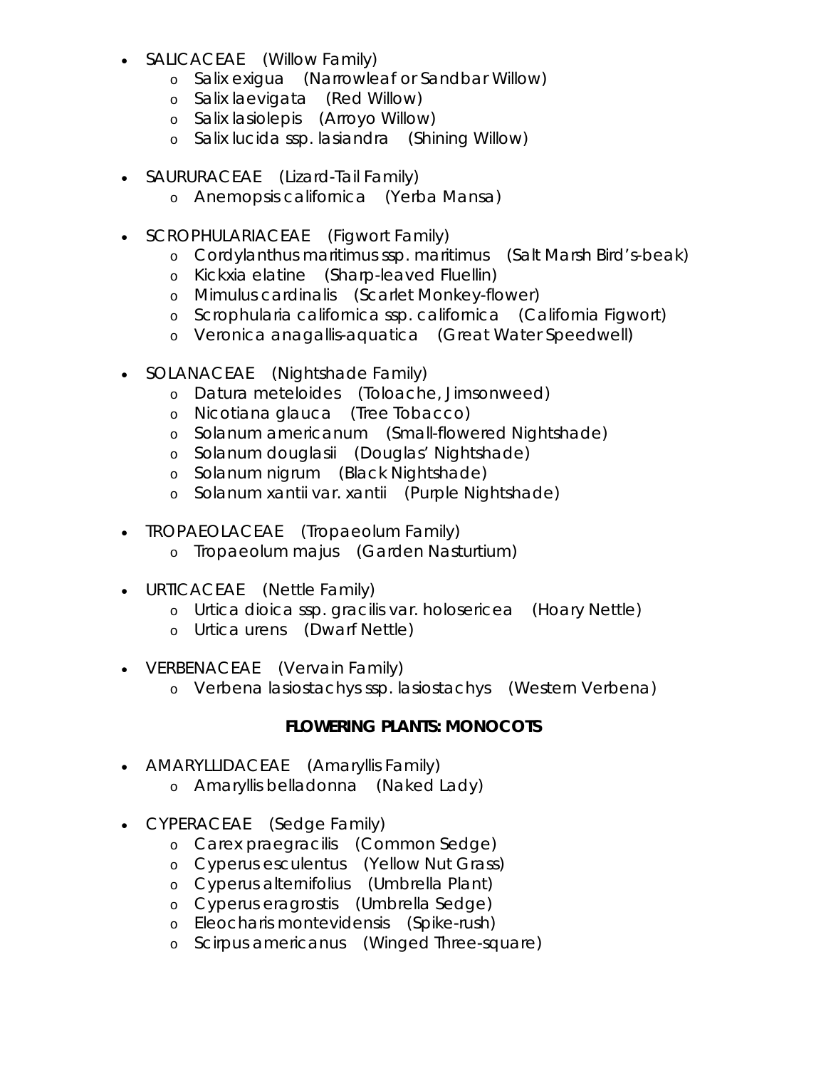- SALICACEAE (Willow Family)
    - Salix exigua (Narrowleaf or Sandbar Willow)
    - Salix laevigata (Red Willow)
    - Salix lasiolepis (Arroyo Willow)
    - Salix lucida ssp. lasiandra (Shining Willow)

- SAURURACEAE (Lizard-Tail Family)
    - Anemopsis californica (Yerba Mansa)

- SCROPHULARIACEAE (Figwort Family)
    - Cordylanthus maritimus ssp. maritimus (Salt Marsh Bird's-beak)
    - Kickxia elatine (Sharp-leaved Fluellin)
    - Mimulus cardinalis (Scarlet Monkey-flower)
    - Scrophularia californica ssp. californica (California Figwort)
    - Veronica anagallis-aquatica (Great Water Speedwell)

- SOLANACEAE (Nightshade Family)
    - Datura meteloides (Toloache, Jimsonweed)
    - Nicotiana glauca (Tree Tobacco)
    - Solanum americanum (Small-flowered Nightshade)
    - Solanum douglasii (Douglas' Nightshade)
    - Solanum nigrum (Black Nightshade)
    - Solanum xantii var. xantii (Purple Nightshade)

- TROPAEOLACEAE (Tropaeolum Family)
    - Tropaeolum majus (Garden Nasturtium)

- URTICACEAE (Nettle Family)
    - Urtica dioica ssp. gracilis var. holosericea (Hoary Nettle)
    - Urtica urens (Dwarf Nettle)

- VERBENACEAE (Vervain Family)
    - Verbena lasiostachys ssp. lasiostachys (Western Verbena)

**FLOWERING PLANTS: MONOCOTS**

- AMARYLLIDACEAE (Amaryllis Family)
    - Amaryllis belladonna (Naked Lady)

- CYPERACEAE (Sedge Family)
    - Carex praegracilis (Common Sedge)
    - Cyperus esculentus (Yellow Nut Grass)
    - Cyperus alternifolius (Umbrella Plant)
    - Cyperus eragrostis (Umbrella Sedge)
    - Eleocharis montevidensis (Spike-rush)
    - Scirpus americanus (Winged Three-square)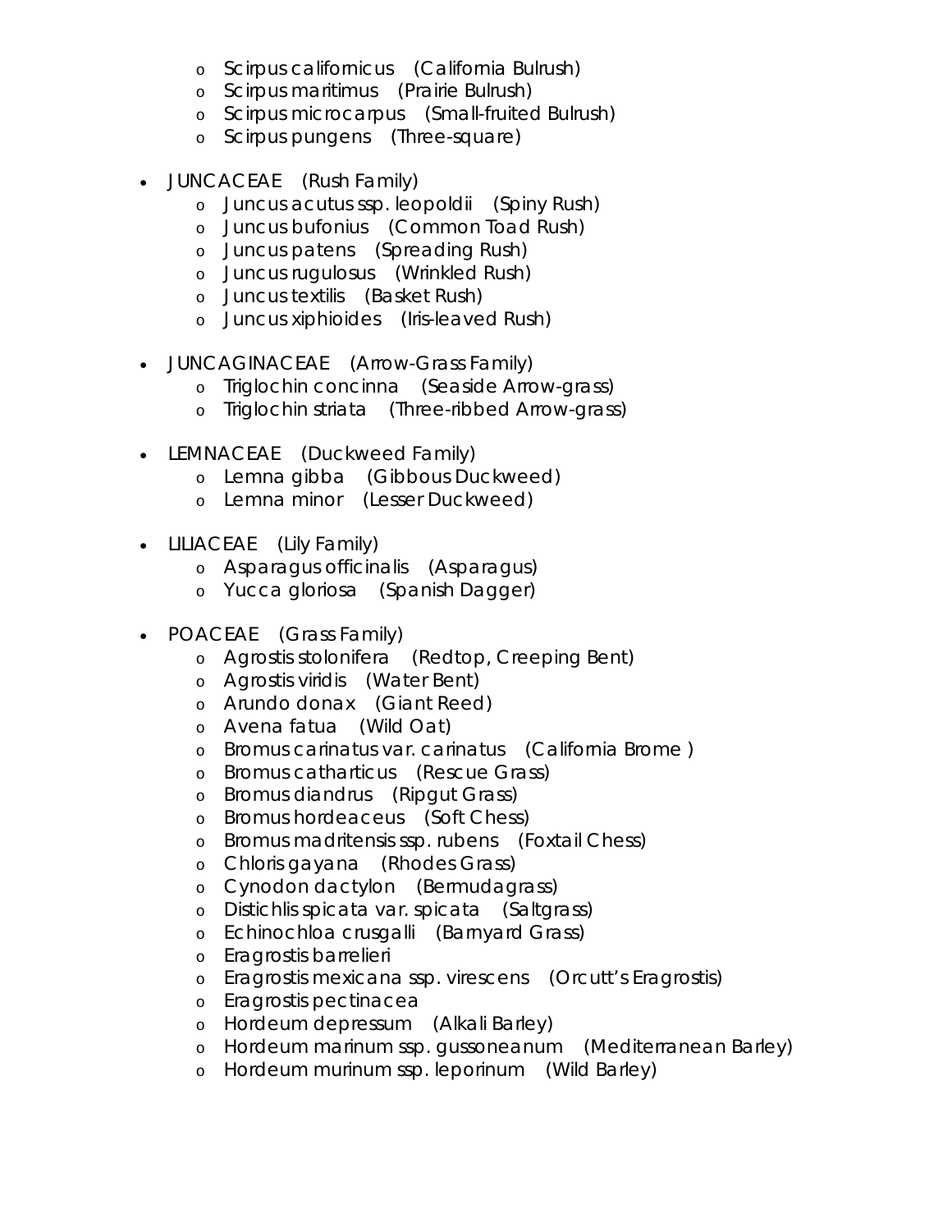- Scirpus californicus (California Bulrush)
  - Scirpus maritimus (Prairie Bulrush)
  - Scirpus microcarpus (Small-fruited Bulrush)
  - Scirpus pungens (Three-square)

- JUNCACEAE (Rush Family)
  - Juncus acutus ssp. leopoldii (Spiny Rush)
  - Juncus bufonius (Common Toad Rush)
  - Juncus patens (Spreading Rush)
  - Juncus rugulosus (Wrinkled Rush)
  - Juncus textilis (Basket Rush)
  - Juncus xiphioides (Iris-leaved Rush)

- JUNCAGINACEAE (Arrow-Grass Family)
  - Triglochin concinna (Seaside Arrow-grass)
  - Triglochin striata (Three-ribbed Arrow-grass)

- LEMNACEAE (Duckweed Family)
  - Lemna gibba (Gibbous Duckweed)
  - Lemna minor (Lesser Duckweed)

- LILIACEAE (Lily Family)
  - Asparagus officinalis (Asparagus)
  - Yucca gloriosa (Spanish Dagger)

- POACEAE (Grass Family)
  - Agrostis stolonifera (Redtop, Creeping Bent)
  - Agrostis viridis (Water Bent)
  - Arundo donax (Giant Reed)
  - Avena fatua (Wild Oat)
  - Bromus carinatus var. carinatus (California Brome )
  - Bromus catharticus (Rescue Grass)
  - Bromus diandrus (Ripgut Grass)
  - Bromus hordeaceus (Soft Chess)
  - Bromus madritensis ssp. rubens (Foxtail Chess)
  - Chloris gayana (Rhodes Grass)
  - Cynodon dactylon (Bermudagrass)
  - Distichlis spicata var. spicata (Saltgrass)
  - Echinochloa crusgalli (Barnyard Grass)
  - Eragrostis barrelieri
  - Eragrostis mexicana ssp. virescens (Orcutt's Eragrostis)
  - Eragrostis pectinacea
  - Hordeum depressum (Alkali Barley)
  - Hordeum marinum ssp. gussoneanum (Mediterranean Barley)
  - Hordeum murinum ssp. leporinum (Wild Barley)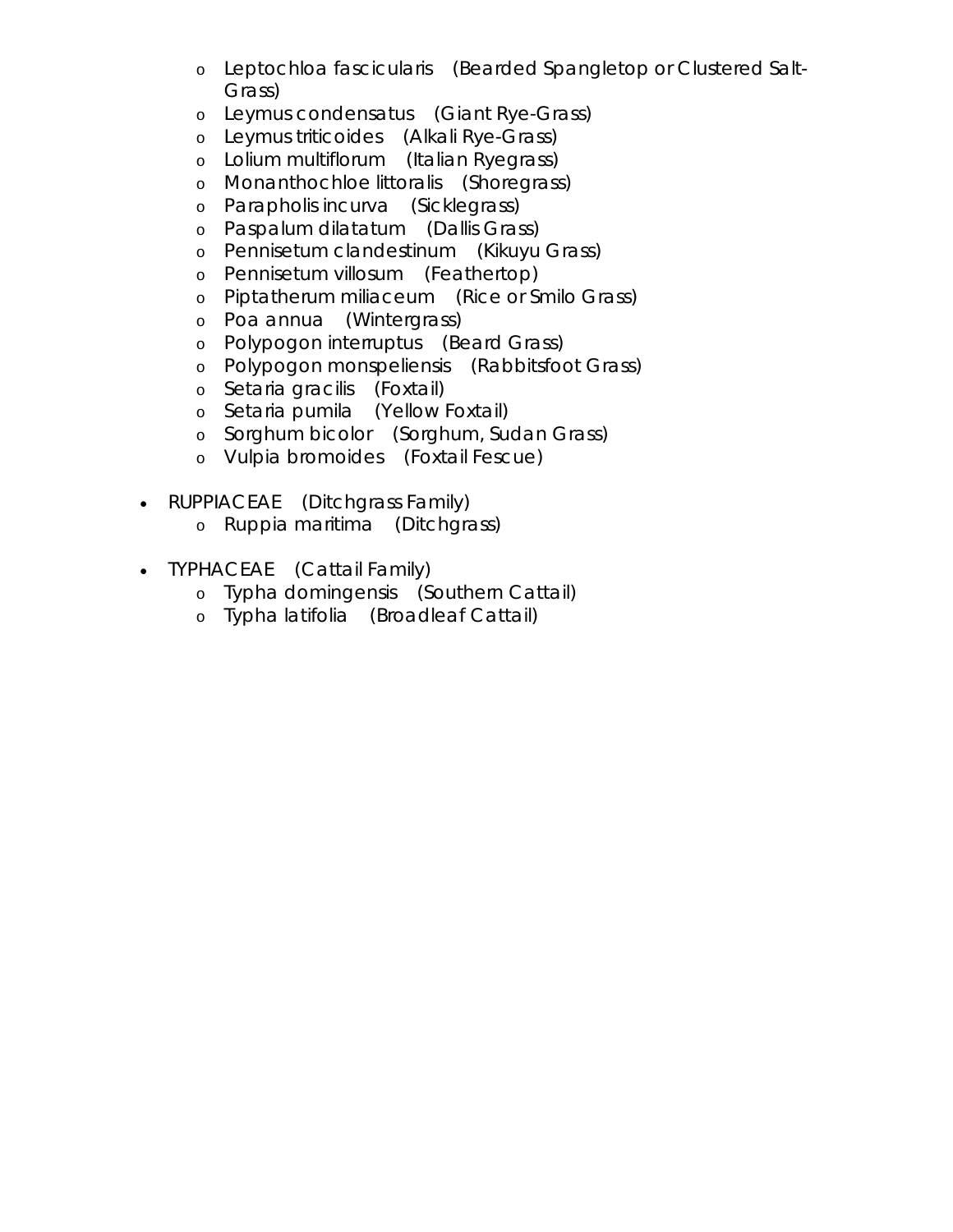- Leptochloa fascicularis (Bearded Spangletop or Clustered Salt-Grass)
    - Leymus condensatus (Giant Rye-Grass)
    - Leymus triticoides (Alkali Rye-Grass)
    - Lolium multiflorum (Italian Ryegrass)
    - Monanthochloe littoralis (Shoregrass)
    - Parapholis incurva (Sicklegrass)
    - Paspalum dilatatum (Dallis Grass)
    - Pennisetum clandestinum (Kikuyu Grass)
    - Pennisetum villosum (Feathertop)
    - Piptatherum miliaceum (Rice or Smilo Grass)
    - Poa annua (Wintergrass)
    - Polypogon interruptus (Beard Grass)
    - Polypogon monspeliensis (Rabbitsfoot Grass)
    - Setaria gracilis (Foxtail)
    - Setaria pumila (Yellow Foxtail)
    - Sorghum bicolor (Sorghum, Sudan Grass)
    - Vulpia bromoides (Foxtail Fescue)

- RUPPIACEAE (Ditchgrass Family)
    - Ruppia maritima (Ditchgrass)

- TYPHACEAE (Cattail Family)
    - Typha domingensis (Southern Cattail)
    - Typha latifolia (Broadleaf Cattail)